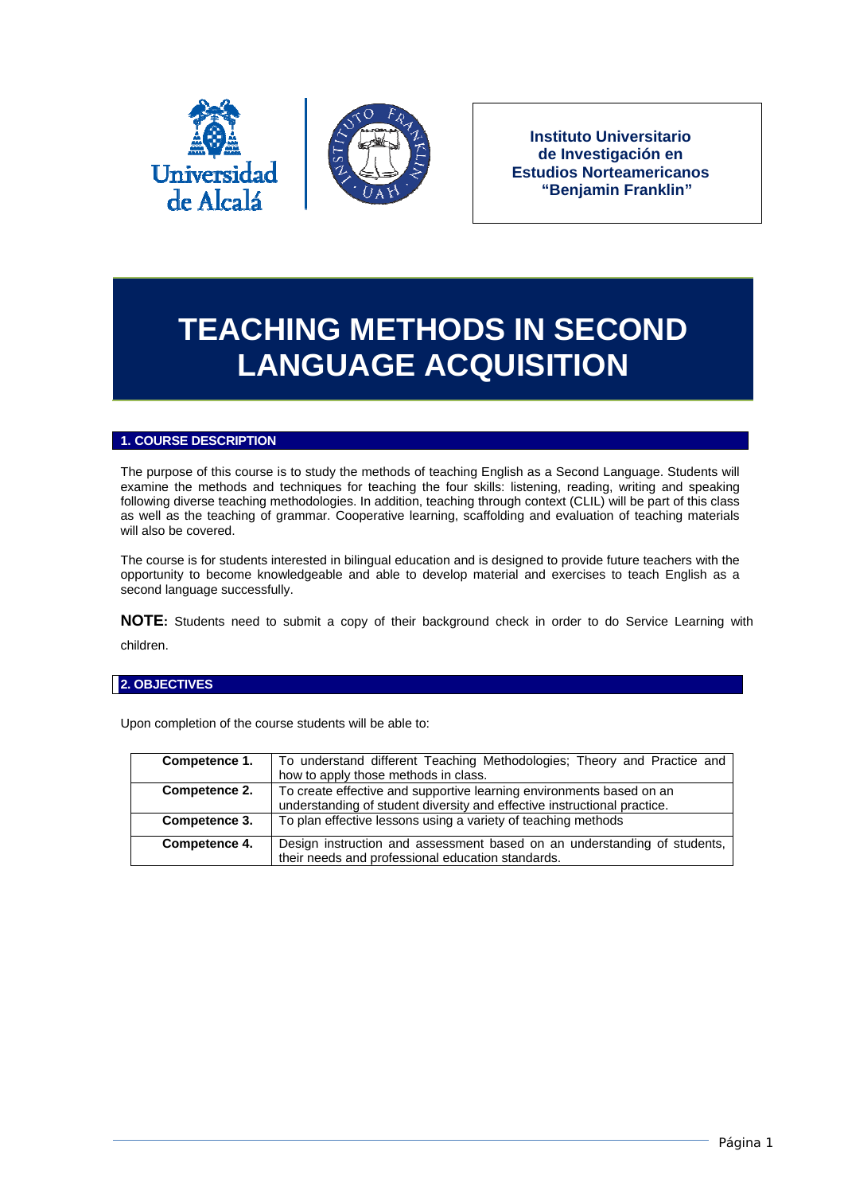Instituto Universitario de Investigación en Estudios Norteamericanos "Benjamin Franklin"

# TEACHING METHODS IN SECOND LANGUAGE ACQUISITION

## 1. COURSE DESCRIPTION

The purpose of this course is to study the methods of teaching English as a Second Language. Students will examine the methods and techniques for teaching the four skills: listening, reading, writing and speaking following diverse teaching methodologies. In addition, teaching through context (CLIL) will be part of this class as well as the teaching of grammar. Cooperative learning, scaffolding and evaluation of teaching materials will also be covered.

The course is for students interested in bilingual education and is designed to provide future teachers with the opportunity to become knowledgeable and able to develop material and exercises to teach English as a second language successfully.

**NOTE:** Students need to submit a copy of their background check in order to do Service Learning with children.

## 2. OBJECTIVES

Upon completion of the course students will be able to:

| | |
|---|---|
| **Competence 1.** | To understand different Teaching Methodologies; Theory and Practice and how to apply those methods in class. |
| **Competence 2.** | To create effective and supportive learning environments based on an understanding of student diversity and effective instructional practice. |
| **Competence 3.** | To plan effective lessons using a variety of teaching methods |
| **Competence 4.** | Design instruction and assessment based on an understanding of students, their needs and professional education standards. |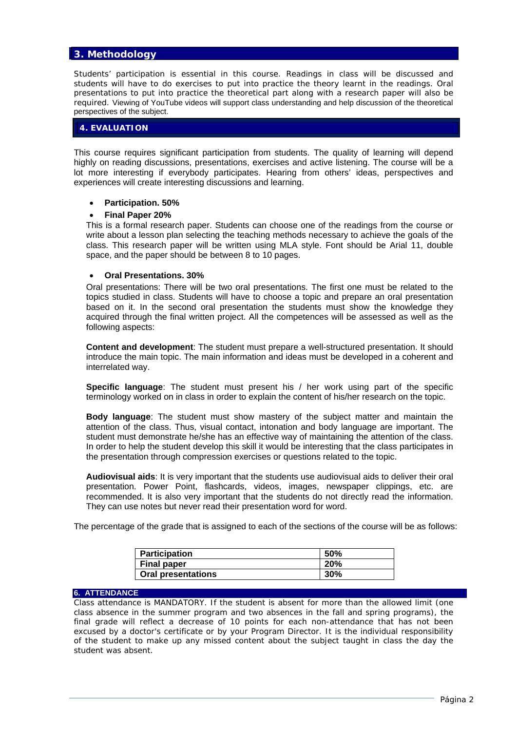## 3. Methodology

Students' participation is essential in this course. Readings in class will be discussed and students will have to do exercises to put into practice the theory learnt in the readings. Oral presentations to put into practice the theoretical part along with a research paper will also be required. Viewing of YouTube videos will support class understanding and help discussion of the theoretical perspectives of the subject.

## 4. EVALUATION

This course requires significant participation from students. The quality of learning will depend highly on reading discussions, presentations, exercises and active listening. The course will be a lot more interesting if everybody participates. Hearing from others' ideas, perspectives and experiences will create interesting discussions and learning.

- **Participation. 50%**
- **Final Paper 20%**

  This is a formal research paper. Students can choose one of the readings from the course or write about a lesson plan selecting the teaching methods necessary to achieve the goals of the class. This research paper will be written using MLA style. Font should be Arial 11, double space, and the paper should be between 8 to 10 pages.

- **Oral Presentations. 30%**

  Oral presentations: There will be two oral presentations. The first one must be related to the topics studied in class. Students will have to choose a topic and prepare an oral presentation based on it. In the second oral presentation the students must show the knowledge they acquired through the final written project. All the competences will be assessed as well as the following aspects:

  **Content and development**: The student must prepare a well-structured presentation. It should introduce the main topic. The main information and ideas must be developed in a coherent and interrelated way.

  **Specific language**: The student must present his / her work using part of the specific terminology worked on in class in order to explain the content of his/her research on the topic.

  **Body language**: The student must show mastery of the subject matter and maintain the attention of the class. Thus, visual contact, intonation and body language are important. The student must demonstrate he/she has an effective way of maintaining the attention of the class. In order to help the student develop this skill it would be interesting that the class participates in the presentation through compression exercises or questions related to the topic.

  **Audiovisual aids**: It is very important that the students use audiovisual aids to deliver their oral presentation. Power Point, flashcards, videos, images, newspaper clippings, etc. are recommended. It is also very important that the students do not directly read the information. They can use notes but never read their presentation word for word.

The percentage of the grade that is assigned to each of the sections of the course will be as follows:

| Section | Percentage |
|---|---|
| **Participation** | **50%** |
| **Final paper** | **20%** |
| **Oral presentations** | **30%** |

## 6. ATTENDANCE

Class attendance is MANDATORY. If the student is absent for more than the allowed limit (one class absence in the summer program and two absences in the fall and spring programs), the final grade will reflect a decrease of 10 points for each non-attendance that has not been excused by a doctor's certificate or by your Program Director. It is the individual responsibility of the student to make up any missed content about the subject taught in class the day the student was absent.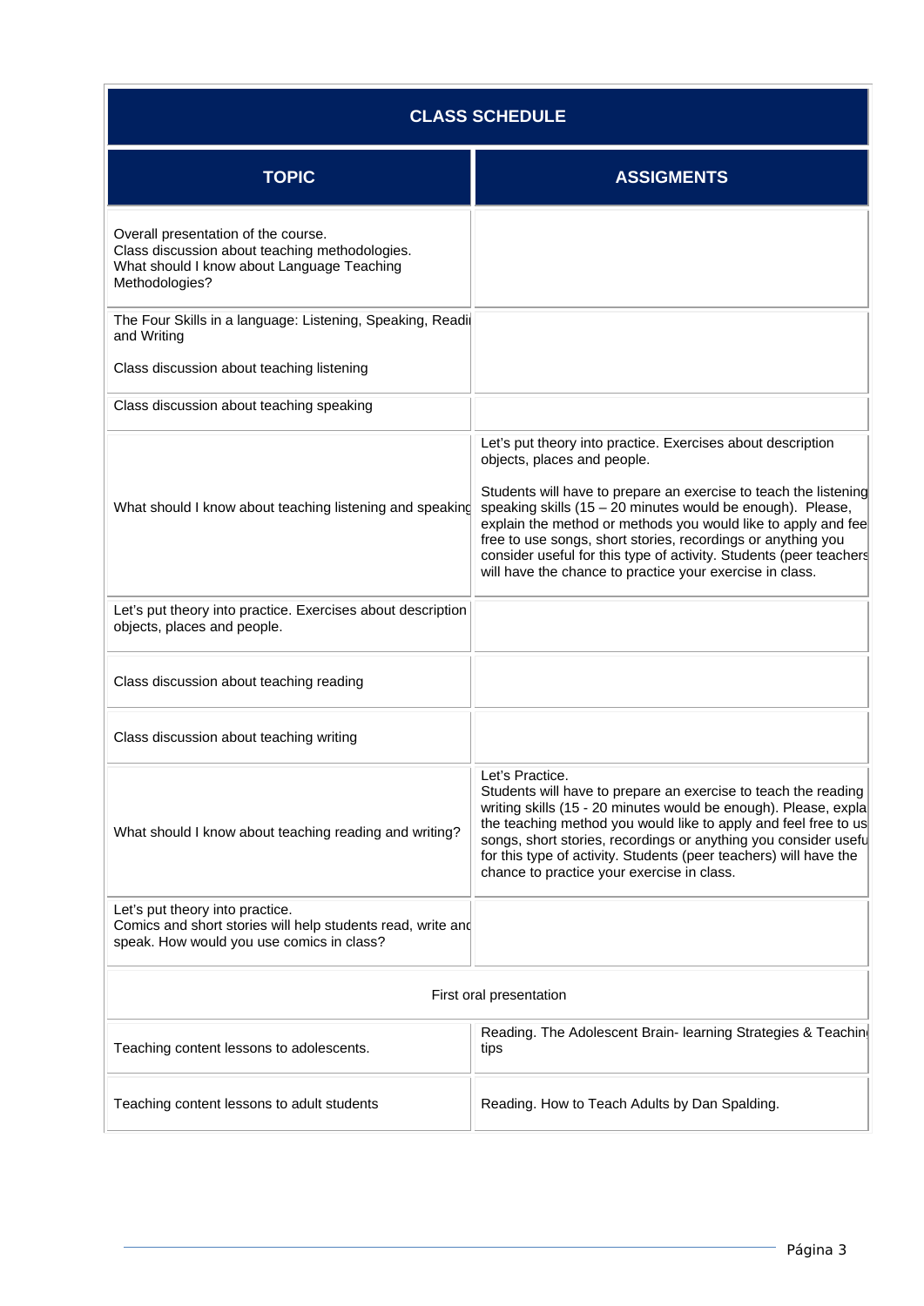| CLASS SCHEDULE | |
|---|---|
| **TOPIC** | **ASSIGMENTS** |
| Overall presentation of the course.<br>Class discussion about teaching methodologies.<br>What should I know about Language Teaching Methodologies? | |
| The Four Skills in a language: Listening, Speaking, Readi and Writing<br><br>Class discussion about teaching listening | |
| Class discussion about teaching speaking | |
| What should I know about teaching listening and speaking | Let's put theory into practice. Exercises about description objects, places and people.<br><br>Students will have to prepare an exercise to teach the listening speaking skills (15 – 20 minutes would be enough). Please, explain the method or methods you would like to apply and fee free to use songs, short stories, recordings or anything you consider useful for this type of activity. Students (peer teachers will have the chance to practice your exercise in class. |
| Let's put theory into practice. Exercises about description objects, places and people. | |
| Class discussion about teaching reading | |
| Class discussion about teaching writing | |
| What should I know about teaching reading and writing? | Let's Practice.<br>Students will have to prepare an exercise to teach the reading writing skills (15 - 20 minutes would be enough). Please, expla the teaching method you would like to apply and feel free to us songs, short stories, recordings or anything you consider usefu for this type of activity. Students (peer teachers) will have the chance to practice your exercise in class. |
| Let's put theory into practice.<br>Comics and short stories will help students read, write anc speak. How would you use comics in class? | |
| First oral presentation | |
| Teaching content lessons to adolescents. | Reading. The Adolescent Brain- learning Strategies & Teachin tips |
| Teaching content lessons to adult students | Reading. How to Teach Adults by Dan Spalding. |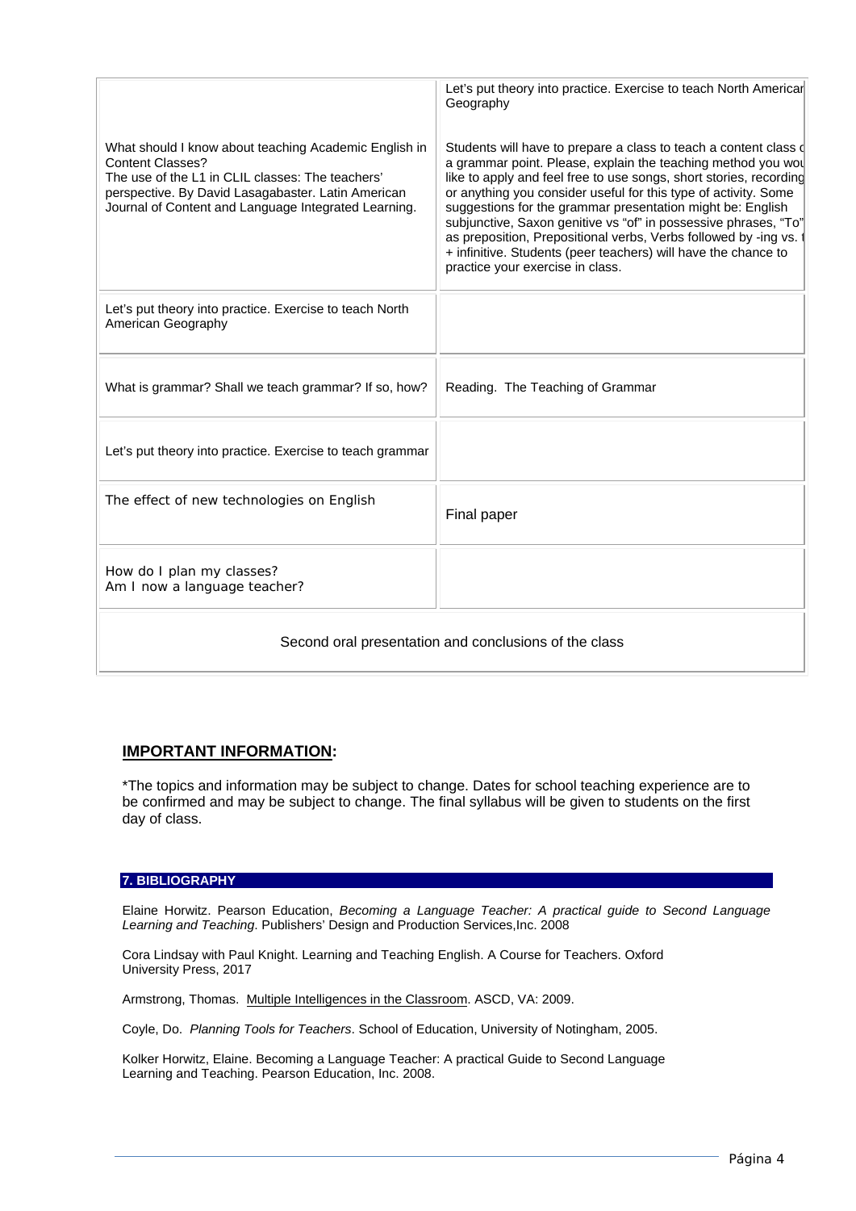| | |
|---|---|
| | Let's put theory into practice. Exercise to teach North American Geography |
| What should I know about teaching Academic English in Content Classes?<br>The use of the L1 in CLIL classes: The teachers' perspective. By David Lasagabaster. Latin American Journal of Content and Language Integrated Learning. | Students will have to prepare a class to teach a content class o a grammar point. Please, explain the teaching method you wou like to apply and feel free to use songs, short stories, recording or anything you consider useful for this type of activity. Some suggestions for the grammar presentation might be: English subjunctive, Saxon genitive vs "of" in possessive phrases, "To" as preposition, Prepositional verbs, Verbs followed by -ing vs. t + infinitive. Students (peer teachers) will have the chance to practice your exercise in class. |
| Let's put theory into practice. Exercise to teach North American Geography | |
| What is grammar? Shall we teach grammar? If so, how? | Reading. The Teaching of Grammar |
| Let's put theory into practice. Exercise to teach grammar | |
| The effect of new technologies on English | Final paper |
| How do I plan my classes?<br>Am I now a language teacher? | |
| Second oral presentation and conclusions of the class | |

## **IMPORTANT INFORMATION:**

*The topics and information may be subject to change. Dates for school teaching experience are to be confirmed and may be subject to change. The final syllabus will be given to students on the first day of class.

## 7. BIBLIOGRAPHY

Elaine Horwitz. Pearson Education, *Becoming a Language Teacher: A practical guide to Second Language Learning and Teaching*. Publishers' Design and Production Services,Inc. 2008

Cora Lindsay with Paul Knight. Learning and Teaching English. A Course for Teachers. Oxford University Press, 2017

Armstrong, Thomas. Multiple Intelligences in the Classroom. ASCD, VA: 2009.

Coyle, Do. *Planning Tools for Teachers*. School of Education, University of Notingham, 2005.

Kolker Horwitz, Elaine. Becoming a Language Teacher: A practical Guide to Second Language Learning and Teaching. Pearson Education, Inc. 2008.